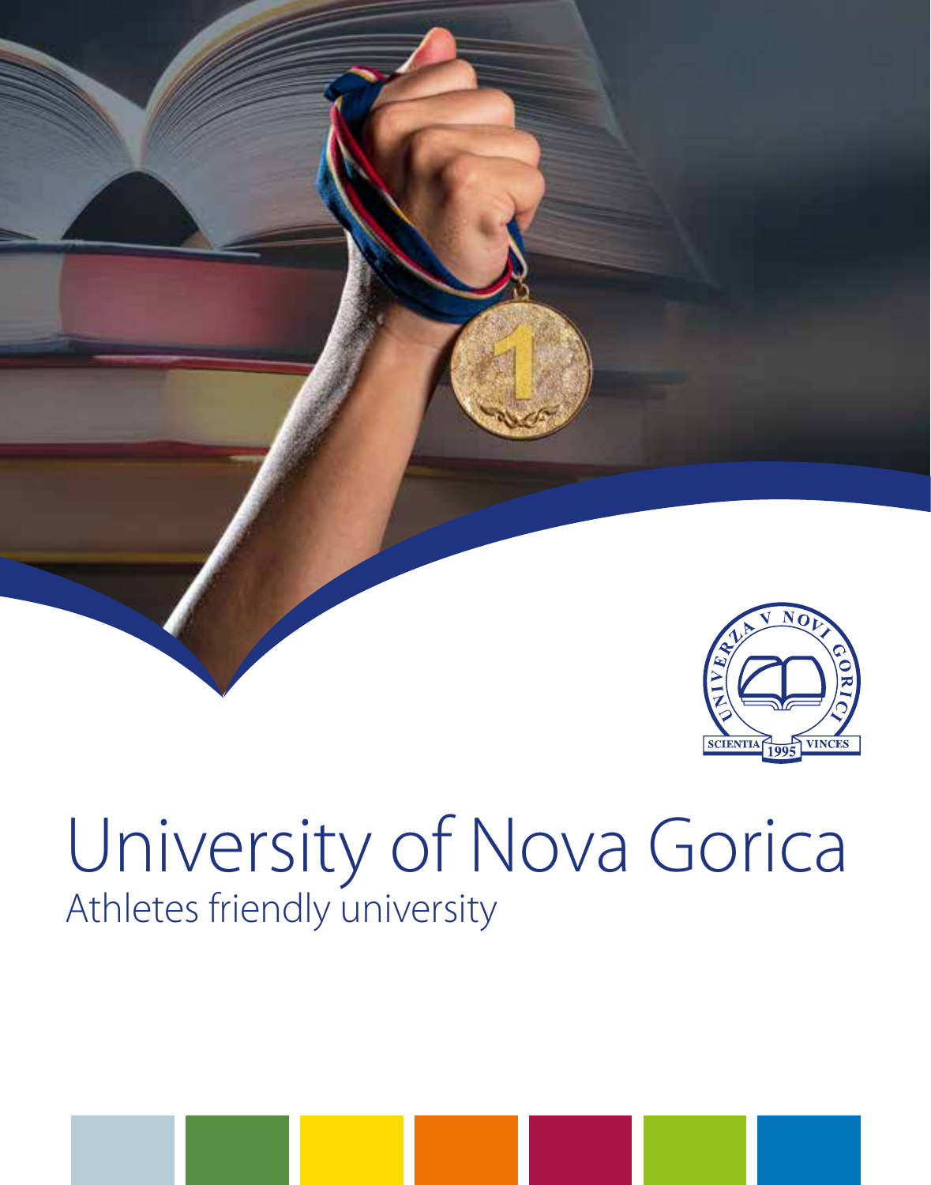# University of Nova Gorica

## Athletes friendly university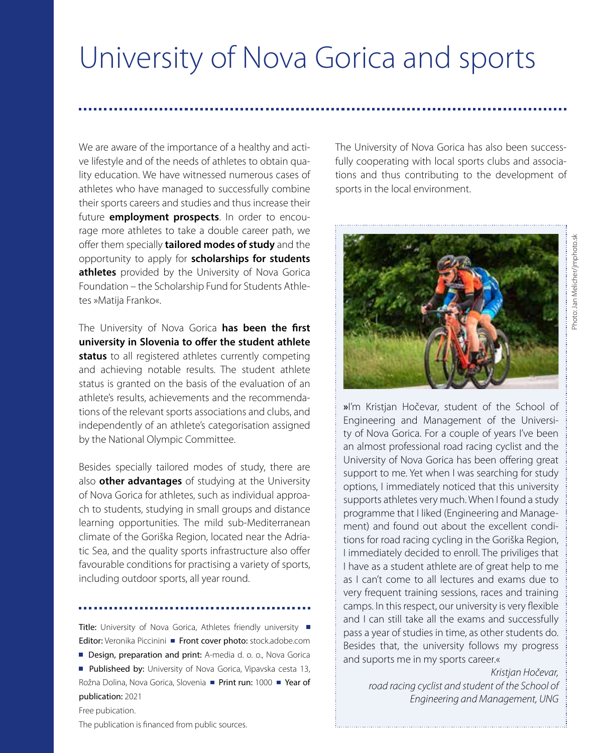# University of Nova Gorica and sports

We are aware of the importance of a healthy and active lifestyle and of the needs of athletes to obtain quality education. We have witnessed numerous cases of athletes who have managed to successfully combine their sports careers and studies and thus increase their future **employment prospects**. In order to encourage more athletes to take a double career path, we offer them specially **tailored modes of study** and the opportunity to apply for **scholarships for students athletes** provided by the University of Nova Gorica Foundation – the Scholarship Fund for Students Athletes »Matija Franko«.

The University of Nova Gorica **has been the first university in Slovenia to offer the student athlete status** to all registered athletes currently competing and achieving notable results. The student athlete status is granted on the basis of the evaluation of an athlete's results, achievements and the recommendations of the relevant sports associations and clubs, and independently of an athlete's categorisation assigned by the National Olympic Committee.

Besides specially tailored modes of study, there are also **other advantages** of studying at the University of Nova Gorica for athletes, such as individual approach to students, studying in small groups and distance learning opportunities. The mild sub-Mediterranean climate of the Goriška Region, located near the Adriatic Sea, and the quality sports infrastructure also offer favourable conditions for practising a variety of sports, including outdoor sports, all year round.

The University of Nova Gorica has also been successfully cooperating with local sports clubs and associations and thus contributing to the development of sports in the local environment.

Photo: Jan Melicher/jmphoto.sk

»I'm Kristjan Hočevar, student of the School of Engineering and Management of the University of Nova Gorica. For a couple of years I've been an almost professional road racing cyclist and the University of Nova Gorica has been offering great support to me. Yet when I was searching for study options, I immediately noticed that this university supports athletes very much. When I found a study programme that I liked (Engineering and Management) and found out about the excellent conditions for road racing cycling in the Goriška Region, I immediately decided to enroll. The priviliges that I have as a student athlete are of great help to me as I can't come to all lectures and exams due to very frequent training sessions, races and training camps. In this respect, our university is very flexible and I can still take all the exams and successfully pass a year of studies in time, as other students do. Besides that, the university follows my progress and suports me in my sports career.«

*Kristjan Hočevar,*
*road racing cyclist and student of the School of Engineering and Management, UNG*

---

**Title:** University of Nova Gorica, Athletes friendly university ■ **Editor:** Veronika Piccinini ■ **Front cover photo:** stock.adobe.com ■ **Design, preparation and print:** A-media d. o. o., Nova Gorica ■ **Publisheed by:** University of Nova Gorica, Vipavska cesta 13, Rožna Dolina, Nova Gorica, Slovenia ■ **Print run:** 1000 ■ **Year of publication:** 2021

Free pubication.

The publication is financed from public sources.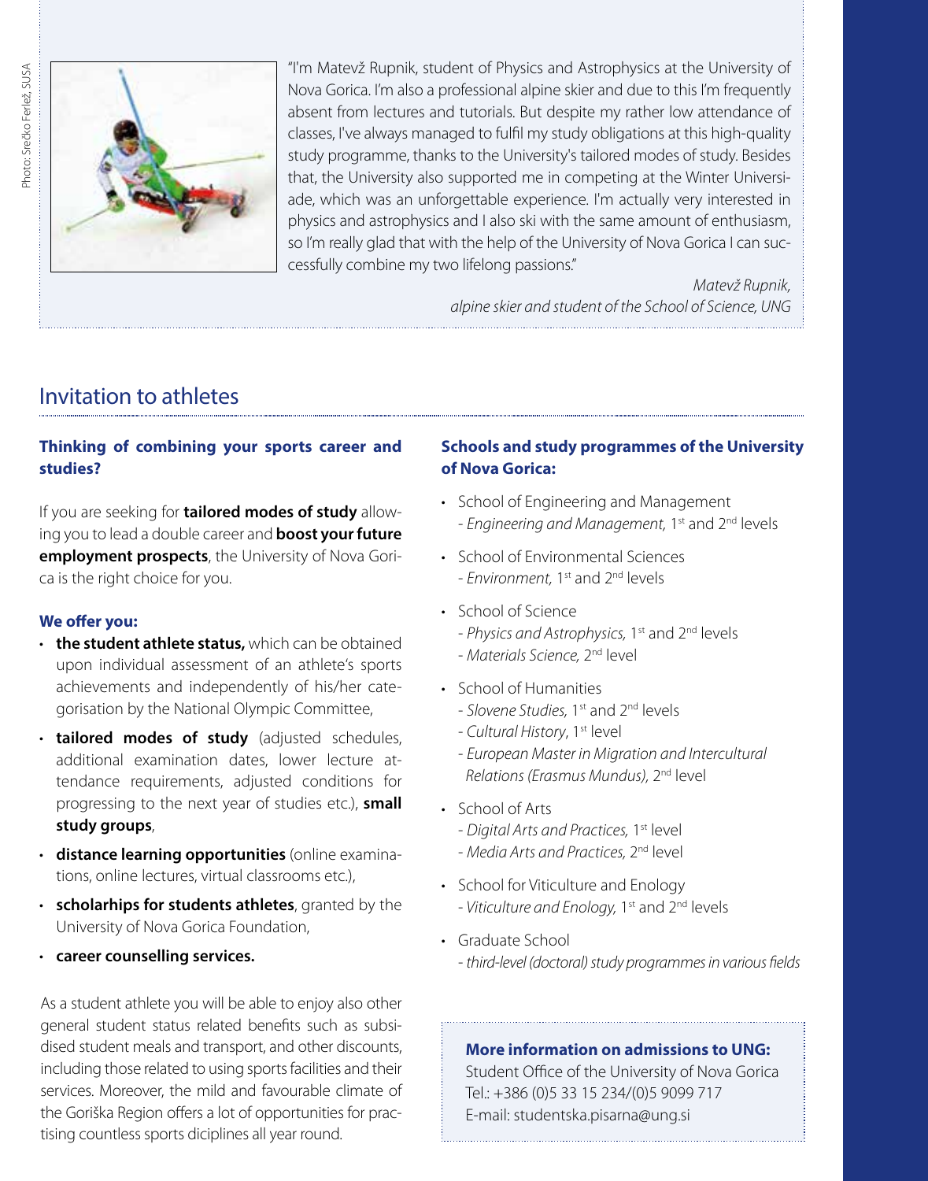Photo: Srečko Ferlež, SUSA

"I'm Matevž Rupnik, student of Physics and Astrophysics at the University of Nova Gorica. I'm also a professional alpine skier and due to this I'm frequently absent from lectures and tutorials. But despite my rather low attendance of classes, I've always managed to fulfil my study obligations at this high-quality study programme, thanks to the University's tailored modes of study. Besides that, the University also supported me in competing at the Winter Universiade, which was an unforgettable experience. I'm actually very interested in physics and astrophysics and I also ski with the same amount of enthusiasm, so I'm really glad that with the help of the University of Nova Gorica I can successfully combine my two lifelong passions."

*Matevž Rupnik,*
*alpine skier and student of the School of Science, UNG*

## Invitation to athletes

### Thinking of combining your sports career and studies?

If you are seeking for **tailored modes of study** allowing you to lead a double career and **boost your future employment prospects**, the University of Nova Gorica is the right choice for you.

**We offer you:**

- **the student athlete status,** which can be obtained upon individual assessment of an athlete's sports achievements and independently of his/her categorisation by the National Olympic Committee,
- **tailored modes of study** (adjusted schedules, additional examination dates, lower lecture attendance requirements, adjusted conditions for progressing to the next year of studies etc.), **small study groups**,
- **distance learning opportunities** (online examinations, online lectures, virtual classrooms etc.),
- **scholarhips for students athletes**, granted by the University of Nova Gorica Foundation,
- **career counselling services.**

As a student athlete you will be able to enjoy also other general student status related benefits such as subsidised student meals and transport, and other discounts, including those related to using sports facilities and their services. Moreover, the mild and favourable climate of the Goriška Region offers a lot of opportunities for practising countless sports diciplines all year round.

### Schools and study programmes of the University of Nova Gorica:

- School of Engineering and Management
  - *Engineering and Management,* 1st and 2nd levels
- School of Environmental Sciences
  - *Environment,* 1st and 2nd levels
- School of Science
  - *Physics and Astrophysics,* 1st and 2nd levels
  - *Materials Science,* 2nd level
- School of Humanities
  - *Slovene Studies,* 1st and 2nd levels
  - *Cultural History*, 1st level
  - *European Master in Migration and Intercultural Relations (Erasmus Mundus),* 2nd level
- School of Arts
  - *Digital Arts and Practices,* 1st level
  - *Media Arts and Practices,* 2nd level
- School for Viticulture and Enology
  - *Viticulture and Enology,* 1st and 2nd levels
- Graduate School
  - *third-level (doctoral) study programmes in various fields*

**More information on admissions to UNG:**
Student Office of the University of Nova Gorica
Tel.: +386 (0)5 33 15 234/(0)5 9099 717
E-mail: studentska.pisarna@ung.si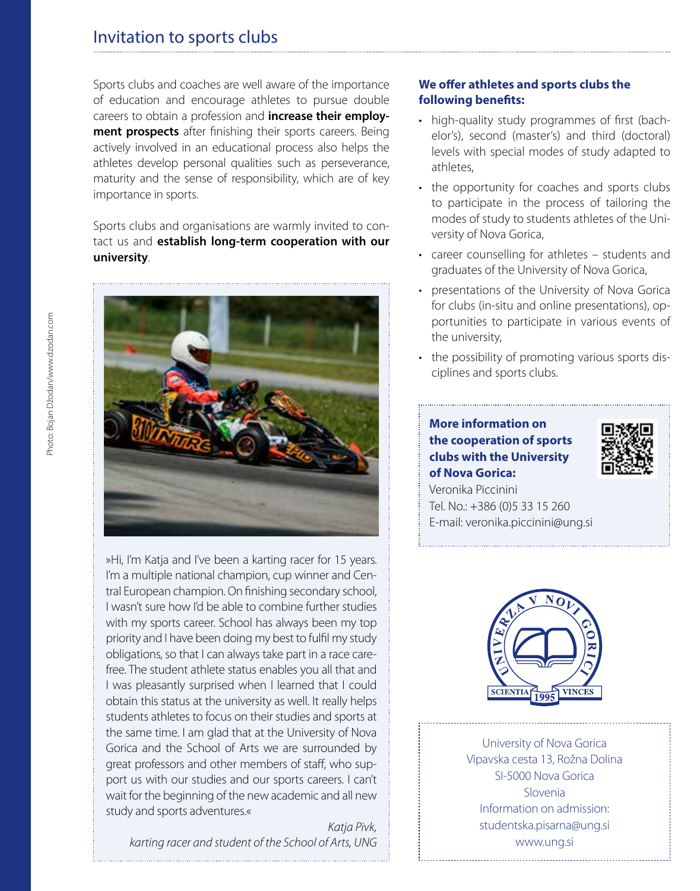## Invitation to sports clubs

Sports clubs and coaches are well aware of the importance of education and encourage athletes to pursue double careers to obtain a profession and **increase their employment prospects** after finishing their sports careers. Being actively involved in an educational process also helps the athletes develop personal qualities such as perseverance, maturity and the sense of responsibility, which are of key importance in sports.

Sports clubs and organisations are warmly invited to contact us and **establish long-term cooperation with our university**.

Photo: Bojan Džodan/www.dzodan.com

»Hi, I'm Katja and I've been a karting racer for 15 years. I'm a multiple national champion, cup winner and Central European champion. On finishing secondary school, I wasn't sure how I'd be able to combine further studies with my sports career. School has always been my top priority and I have been doing my best to fulfil my study obligations, so that I can always take part in a race carefree. The student athlete status enables you all that and I was pleasantly surprised when I learned that I could obtain this status at the university as well. It really helps students athletes to focus on their studies and sports at the same time. I am glad that at the University of Nova Gorica and the School of Arts we are surrounded by great professors and other members of staff, who support us with our studies and our sports careers. I can't wait for the beginning of the new academic and all new study and sports adventures.«

*Katja Pivk,*
*karting racer and student of the School of Arts, UNG*

**We offer athletes and sports clubs the following benefits:**

- high-quality study programmes of first (bachelor's), second (master's) and third (doctoral) levels with special modes of study adapted to athletes,
- the opportunity for coaches and sports clubs to participate in the process of tailoring the modes of study to students athletes of the University of Nova Gorica,
- career counselling for athletes – students and graduates of the University of Nova Gorica,
- presentations of the University of Nova Gorica for clubs (in-situ and online presentations), opportunities to participate in various events of the university,
- the possibility of promoting various sports disciplines and sports clubs.

**More information on the cooperation of sports clubs with the University of Nova Gorica:**
Veronika Piccinini
Tel. No.: +386 (0)5 33 15 260
E-mail: veronika.piccinini@ung.si

UNIVERZA V NOVI GORICI
SCIENTIA 1995 VINCES

University of Nova Gorica
Vipavska cesta 13, Rožna Dolina
SI-5000 Nova Gorica
Slovenia
Information on admission:
studentska.pisarna@ung.si
www.ung.si